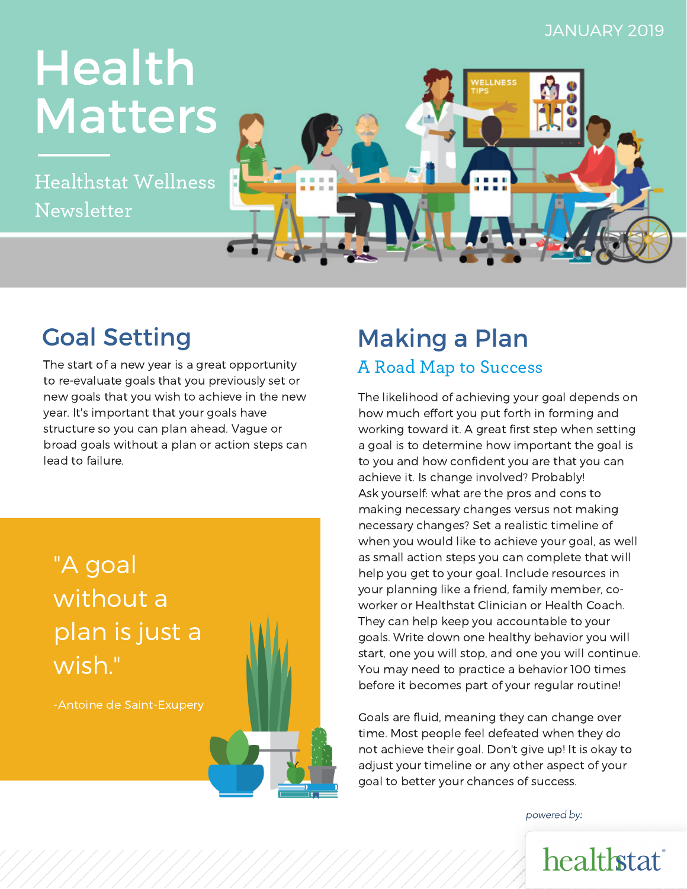JANUARY 2019

# Health Matters

Healthstat Wellness Newsletter

## Goal Setting

The start of a new year is a great opportunity to re-evaluate goals that you previously set or new goals that you wish to achieve in the new year. It's important that your goals have structure so you can plan ahead. Vague or broad goals without a plan or action steps can lead to failure.

> "A goal without a plan is just a wish."
>
> -Antoine de Saint-Exupery

## Making a Plan

### A Road Map to Success

The likelihood of achieving your goal depends on how much effort you put forth in forming and working toward it. A great first step when setting a goal is to determine how important the goal is to you and how confident you are that you can achieve it. Is change involved? Probably! Ask yourself: what are the pros and cons to making necessary changes versus not making necessary changes? Set a realistic timeline of when you would like to achieve your goal, as well as small action steps you can complete that will help you get to your goal. Include resources in your planning like a friend, family member, co-worker or Healthstat Clinician or Health Coach. They can help keep you accountable to your goals. Write down one healthy behavior you will start, one you will stop, and one you will continue. You may need to practice a behavior 100 times before it becomes part of your regular routine!

Goals are fluid, meaning they can change over time. Most people feel defeated when they do not achieve their goal. Don't give up! It is okay to adjust your timeline or any other aspect of your goal to better your chances of success.

*powered by:* healthstat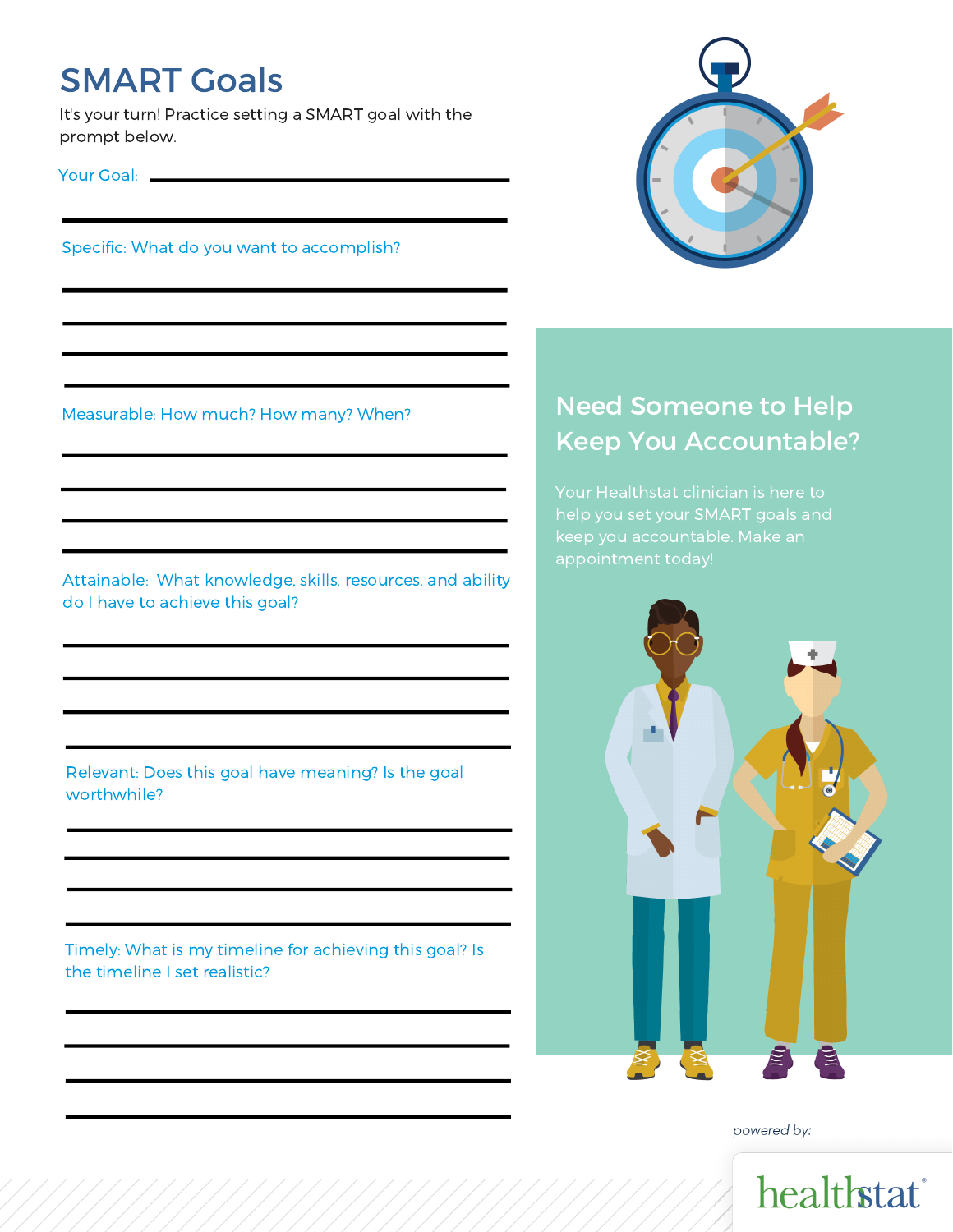# SMART Goals

It's your turn! Practice setting a SMART goal with the prompt below.

Your Goal: ______________________________________________

______________________________________________

Specific: What do you want to accomplish?

______________________________________________

______________________________________________

______________________________________________

______________________________________________

Measurable: How much? How many? When?

______________________________________________

______________________________________________

______________________________________________

______________________________________________

Attainable: What knowledge, skills, resources, and ability do I have to achieve this goal?

______________________________________________

______________________________________________

______________________________________________

______________________________________________

Relevant: Does this goal have meaning? Is the goal worthwhile?

______________________________________________

______________________________________________

______________________________________________

______________________________________________

Timely: What is my timeline for achieving this goal? Is the timeline I set realistic?

______________________________________________

______________________________________________

______________________________________________

______________________________________________

## Need Someone to Help Keep You Accountable?

Your Healthstat clinician is here to help you set your SMART goals and keep you accountable. Make an appointment today!

*powered by:*

healthstat®